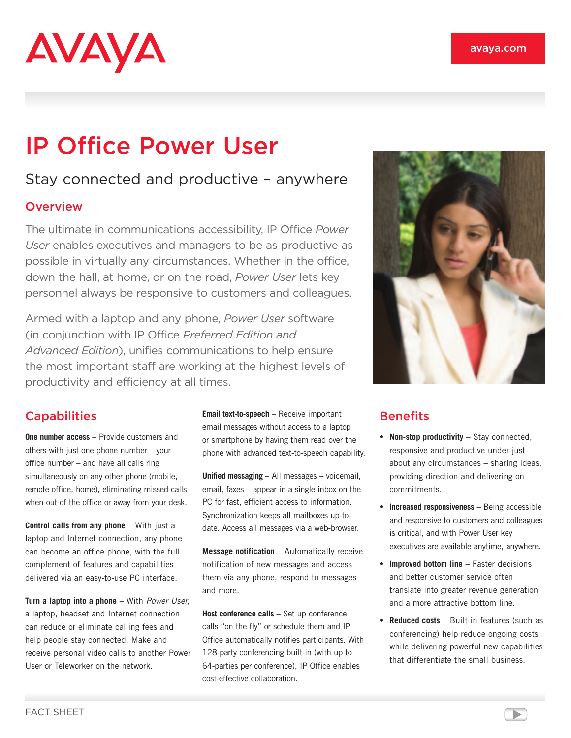AVAYA

avaya.com

# IP Office Power User

## Stay connected and productive – anywhere

### Overview

The ultimate in communications accessibility, IP Office *Power User* enables executives and managers to be as productive as possible in virtually any circumstances. Whether in the office, down the hall, at home, or on the road, *Power User* lets key personnel always be responsive to customers and colleagues.

Armed with a laptop and any phone, *Power User* software (in conjunction with IP Office *Preferred Edition and Advanced Edition*), unifies communications to help ensure the most important staff are working at the highest levels of productivity and efficiency at all times.

### Capabilities

**One number access** – Provide customers and others with just one phone number – your office number – and have all calls ring simultaneously on any other phone (mobile, remote office, home), eliminating missed calls when out of the office or away from your desk.

**Control calls from any phone** – With just a laptop and Internet connection, any phone can become an office phone, with the full complement of features and capabilities delivered via an easy-to-use PC interface.

**Turn a laptop into a phone** – With *Power User,* a laptop, headset and Internet connection can reduce or eliminate calling fees and help people stay connected. Make and receive personal video calls to another Power User or Teleworker on the network.

**Email text-to-speech** – Receive important email messages without access to a laptop or smartphone by having them read over the phone with advanced text-to-speech capability.

**Unified messaging** – All messages – voicemail, email, faxes – appear in a single inbox on the PC for fast, efficient access to information. Synchronization keeps all mailboxes up-to-date. Access all messages via a web-browser.

**Message notification** – Automatically receive notification of new messages and access them via any phone, respond to messages and more.

**Host conference calls** – Set up conference calls "on the fly" or schedule them and IP Office automatically notifies participants. With 128-party conferencing built-in (with up to 64-parties per conference), IP Office enables cost-effective collaboration.

### Benefits

- **Non-stop productivity** – Stay connected, responsive and productive under just about any circumstances – sharing ideas, providing direction and delivering on commitments.
- **Increased responsiveness** – Being accessible and responsive to customers and colleagues is critical, and with Power User key executives are available anytime, anywhere.
- **Improved bottom line** – Faster decisions and better customer service often translate into greater revenue generation and a more attractive bottom line.
- **Reduced costs** – Built-in features (such as conferencing) help reduce ongoing costs while delivering powerful new capabilities that differentiate the small business.

FACT SHEET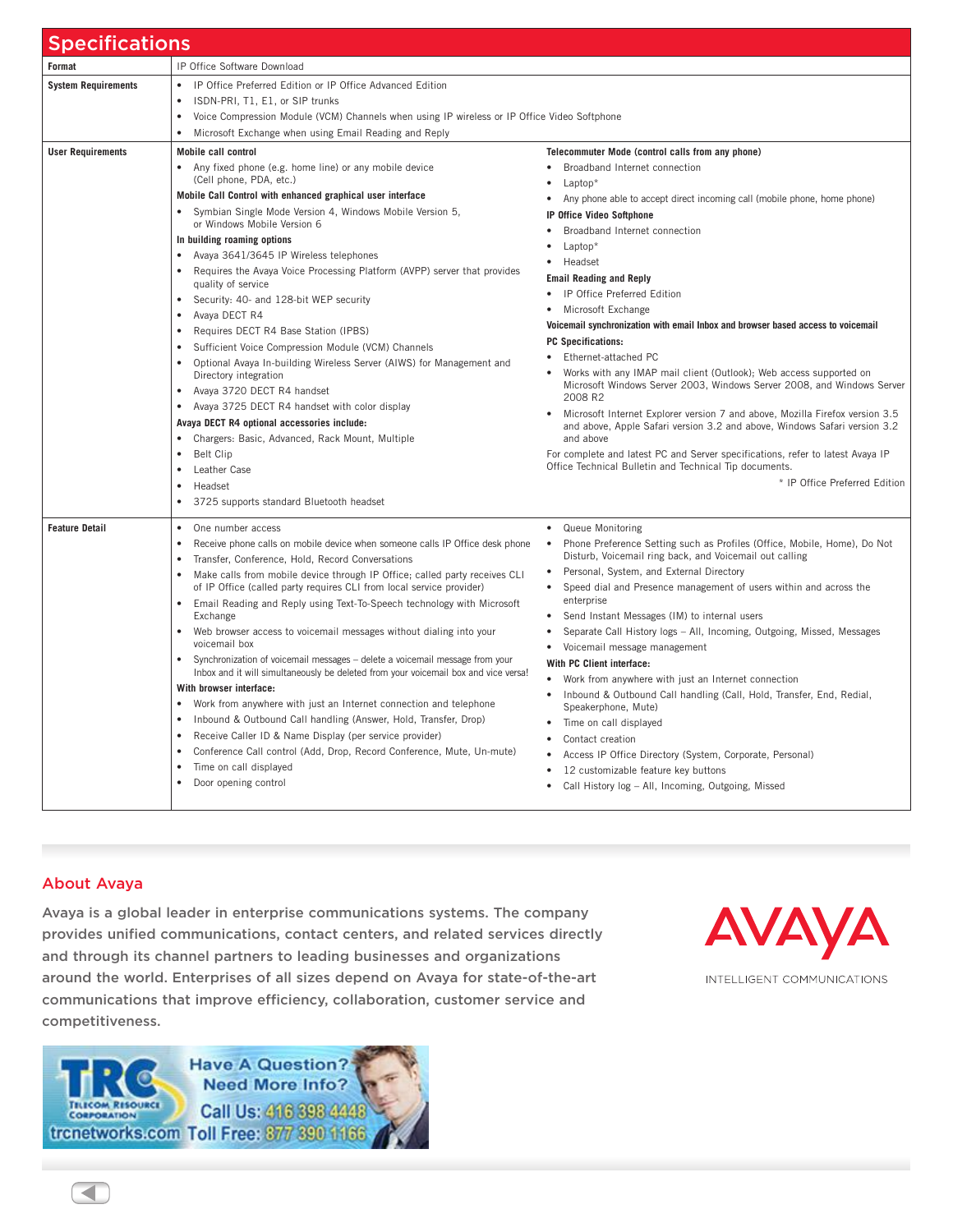## Specifications

| | | |
|---|---|---|
| **Format** | IP Office Software Download | |
| **System Requirements** | • IP Office Preferred Edition or IP Office Advanced Edition<br>• ISDN-PRI, T1, E1, or SIP trunks<br>• Voice Compression Module (VCM) Channels when using IP wireless or IP Office Video Softphone<br>• Microsoft Exchange when using Email Reading and Reply | |
| **User Requirements** | **Mobile call control**<br>• Any fixed phone (e.g. home line) or any mobile device (Cell phone, PDA, etc.)<br>**Mobile Call Control with enhanced graphical user interface**<br>• Symbian Single Mode Version 4, Windows Mobile Version 5, or Windows Mobile Version 6<br>**In building roaming options**<br>• Avaya 3641/3645 IP Wireless telephones<br>• Requires the Avaya Voice Processing Platform (AVPP) server that provides quality of service<br>• Security: 40- and 128-bit WEP security<br>• Avaya DECT R4<br>• Requires DECT R4 Base Station (IPBS)<br>• Sufficient Voice Compression Module (VCM) Channels<br>• Optional Avaya In-building Wireless Server (AIWS) for Management and Directory integration<br>• Avaya 3720 DECT R4 handset<br>• Avaya 3725 DECT R4 handset with color display<br>**Avaya DECT R4 optional accessories include:**<br>• Chargers: Basic, Advanced, Rack Mount, Multiple<br>• Belt Clip<br>• Leather Case<br>• Headset<br>• 3725 supports standard Bluetooth headset | **Telecommuter Mode (control calls from any phone)**<br>• Broadband Internet connection<br>• Laptop*<br>• Any phone able to accept direct incoming call (mobile phone, home phone)<br>**IP Office Video Softphone**<br>• Broadband Internet connection<br>• Laptop*<br>• Headset<br>**Email Reading and Reply**<br>• IP Office Preferred Edition<br>• Microsoft Exchange<br>**Voicemail synchronization with email Inbox and browser based access to voicemail**<br>**PC Specifications:**<br>• Ethernet-attached PC<br>• Works with any IMAP mail client (Outlook); Web access supported on Microsoft Windows Server 2003, Windows Server 2008, and Windows Server 2008 R2<br>• Microsoft Internet Explorer version 7 and above, Mozilla Firefox version 3.5 and above, Apple Safari version 3.2 and above, Windows Safari version 3.2 and above<br>For complete and latest PC and Server specifications, refer to latest Avaya IP Office Technical Bulletin and Technical Tip documents.<br>* IP Office Preferred Edition |
| **Feature Detail** | • One number access<br>• Receive phone calls on mobile device when someone calls IP Office desk phone<br>• Transfer, Conference, Hold, Record Conversations<br>• Make calls from mobile device through IP Office; called party receives CLI of IP Office (called party requires CLI from local service provider)<br>• Email Reading and Reply using Text-To-Speech technology with Microsoft Exchange<br>• Web browser access to voicemail messages without dialing into your voicemail box<br>• Synchronization of voicemail messages – delete a voicemail message from your Inbox and it will simultaneously be deleted from your voicemail box and vice versa!<br>**With browser interface:**<br>• Work from anywhere with just an Internet connection and telephone<br>• Inbound & Outbound Call handling (Answer, Hold, Transfer, Drop)<br>• Receive Caller ID & Name Display (per service provider)<br>• Conference Call control (Add, Drop, Record Conference, Mute, Un-mute)<br>• Time on call displayed<br>• Door opening control | • Queue Monitoring<br>• Phone Preference Setting such as Profiles (Office, Mobile, Home), Do Not Disturb, Voicemail ring back, and Voicemail out calling<br>• Personal, System, and External Directory<br>• Speed dial and Presence management of users within and across the enterprise<br>• Send Instant Messages (IM) to internal users<br>• Separate Call History logs – All, Incoming, Outgoing, Missed, Messages<br>• Voicemail message management<br>**With PC Client interface:**<br>• Work from anywhere with just an Internet connection<br>• Inbound & Outbound Call handling (Call, Hold, Transfer, End, Redial, Speakerphone, Mute)<br>• Time on call displayed<br>• Contact creation<br>• Access IP Office Directory (System, Corporate, Personal)<br>• 12 customizable feature key buttons<br>• Call History log – All, Incoming, Outgoing, Missed |

## About Avaya

Avaya is a global leader in enterprise communications systems. The company provides unified communications, contact centers, and related services directly and through its channel partners to leading businesses and organizations around the world. Enterprises of all sizes depend on Avaya for state-of-the-art communications that improve efficiency, collaboration, customer service and competitiveness.

AVAYA
INTELLIGENT COMMUNICATIONS

TRC Telecom Resource Corporation
trcnetworks.com
Have A Question? Need More Info?
Call Us: 416 398 4448
Toll Free: 877 390 1166